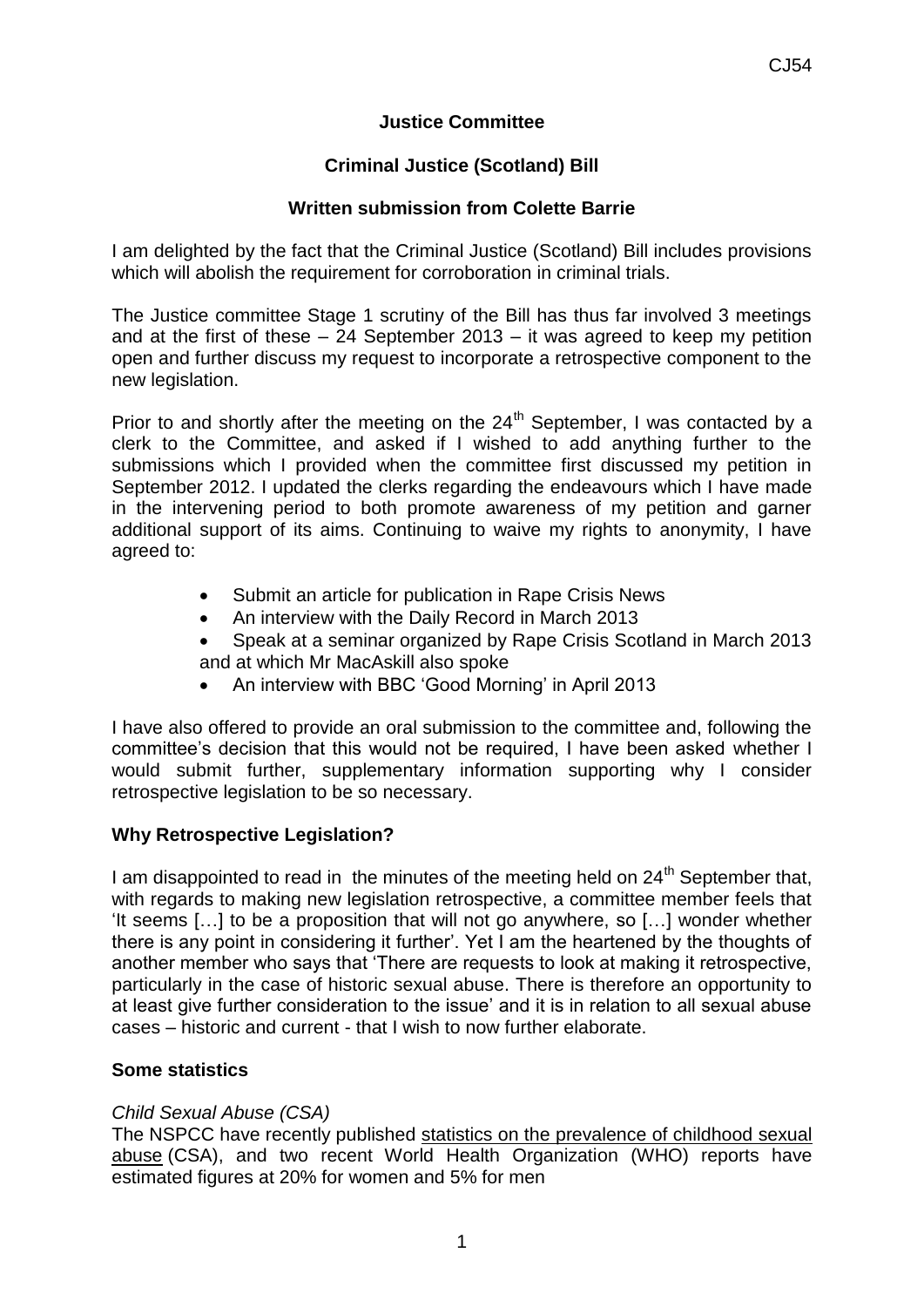**Justice Committee**

**Criminal Justice (Scotland) Bill**

**Written submission from Colette Barrie**

I am delighted by the fact that the Criminal Justice (Scotland) Bill includes provisions which will abolish the requirement for corroboration in criminal trials.

The Justice committee Stage 1 scrutiny of the Bill has thus far involved 3 meetings and at the first of these – 24 September 2013 – it was agreed to keep my petition open and further discuss my request to incorporate a retrospective component to the new legislation.

Prior to and shortly after the meeting on the 24th September, I was contacted by a clerk to the Committee, and asked if I wished to add anything further to the submissions which I provided when the committee first discussed my petition in September 2012. I updated the clerks regarding the endeavours which I have made in the intervening period to both promote awareness of my petition and garner additional support of its aims. Continuing to waive my rights to anonymity, I have agreed to:

- Submit an article for publication in Rape Crisis News
- An interview with the Daily Record in March 2013
- Speak at a seminar organized by Rape Crisis Scotland in March 2013 and at which Mr MacAskill also spoke
- An interview with BBC 'Good Morning' in April 2013

I have also offered to provide an oral submission to the committee and, following the committee's decision that this would not be required, I have been asked whether I would submit further, supplementary information supporting why I consider retrospective legislation to be so necessary.

**Why Retrospective Legislation?**

I am disappointed to read in the minutes of the meeting held on 24th September that, with regards to making new legislation retrospective, a committee member feels that 'It seems […] to be a proposition that will not go anywhere, so […] wonder whether there is any point in considering it further'. Yet I am the heartened by the thoughts of another member who says that 'There are requests to look at making it retrospective, particularly in the case of historic sexual abuse. There is therefore an opportunity to at least give further consideration to the issue' and it is in relation to all sexual abuse cases – historic and current - that I wish to now further elaborate.

**Some statistics**

*Child Sexual Abuse (CSA)*

The NSPCC have recently published statistics on the prevalence of childhood sexual abuse (CSA), and two recent World Health Organization (WHO) reports have estimated figures at 20% for women and 5% for men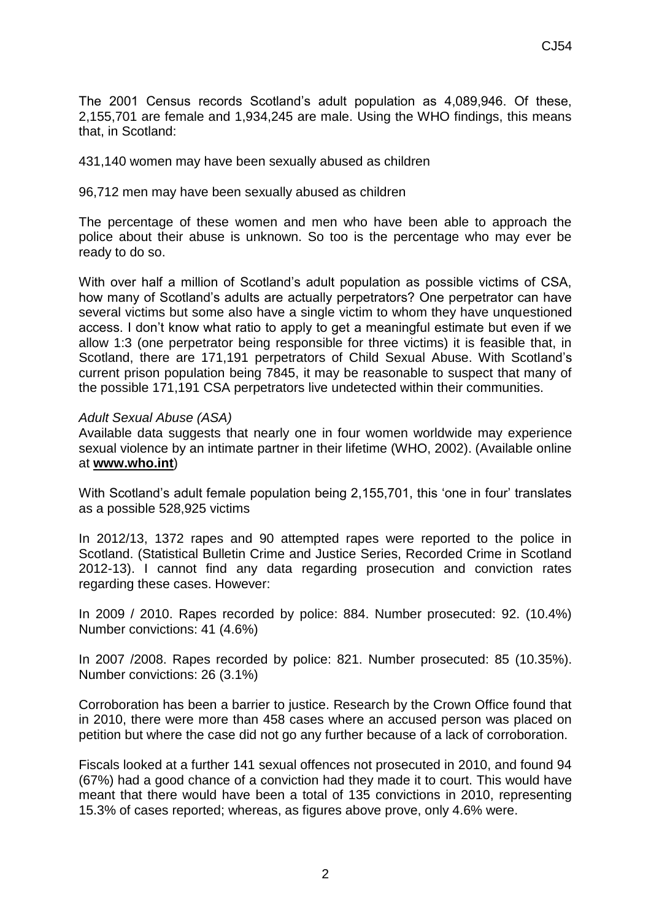The 2001 Census records Scotland's adult population as 4,089,946. Of these, 2,155,701 are female and 1,934,245 are male. Using the WHO findings, this means that, in Scotland:

431,140 women may have been sexually abused as children

96,712 men may have been sexually abused as children

The percentage of these women and men who have been able to approach the police about their abuse is unknown. So too is the percentage who may ever be ready to do so.

With over half a million of Scotland's adult population as possible victims of CSA, how many of Scotland's adults are actually perpetrators? One perpetrator can have several victims but some also have a single victim to whom they have unquestioned access. I don't know what ratio to apply to get a meaningful estimate but even if we allow 1:3 (one perpetrator being responsible for three victims) it is feasible that, in Scotland, there are 171,191 perpetrators of Child Sexual Abuse. With Scotland's current prison population being 7845, it may be reasonable to suspect that many of the possible 171,191 CSA perpetrators live undetected within their communities.

*Adult Sexual Abuse (ASA)*

Available data suggests that nearly one in four women worldwide may experience sexual violence by an intimate partner in their lifetime (WHO, 2002). (Available online at **www.who.int**)

With Scotland's adult female population being 2,155,701, this 'one in four' translates as a possible 528,925 victims

In 2012/13, 1372 rapes and 90 attempted rapes were reported to the police in Scotland. (Statistical Bulletin Crime and Justice Series, Recorded Crime in Scotland 2012-13). I cannot find any data regarding prosecution and conviction rates regarding these cases. However:

In 2009 / 2010. Rapes recorded by police: 884. Number prosecuted: 92. (10.4%) Number convictions: 41 (4.6%)

In 2007 /2008. Rapes recorded by police: 821. Number prosecuted: 85 (10.35%). Number convictions: 26 (3.1%)

Corroboration has been a barrier to justice. Research by the Crown Office found that in 2010, there were more than 458 cases where an accused person was placed on petition but where the case did not go any further because of a lack of corroboration.

Fiscals looked at a further 141 sexual offences not prosecuted in 2010, and found 94 (67%) had a good chance of a conviction had they made it to court. This would have meant that there would have been a total of 135 convictions in 2010, representing 15.3% of cases reported; whereas, as figures above prove, only 4.6% were.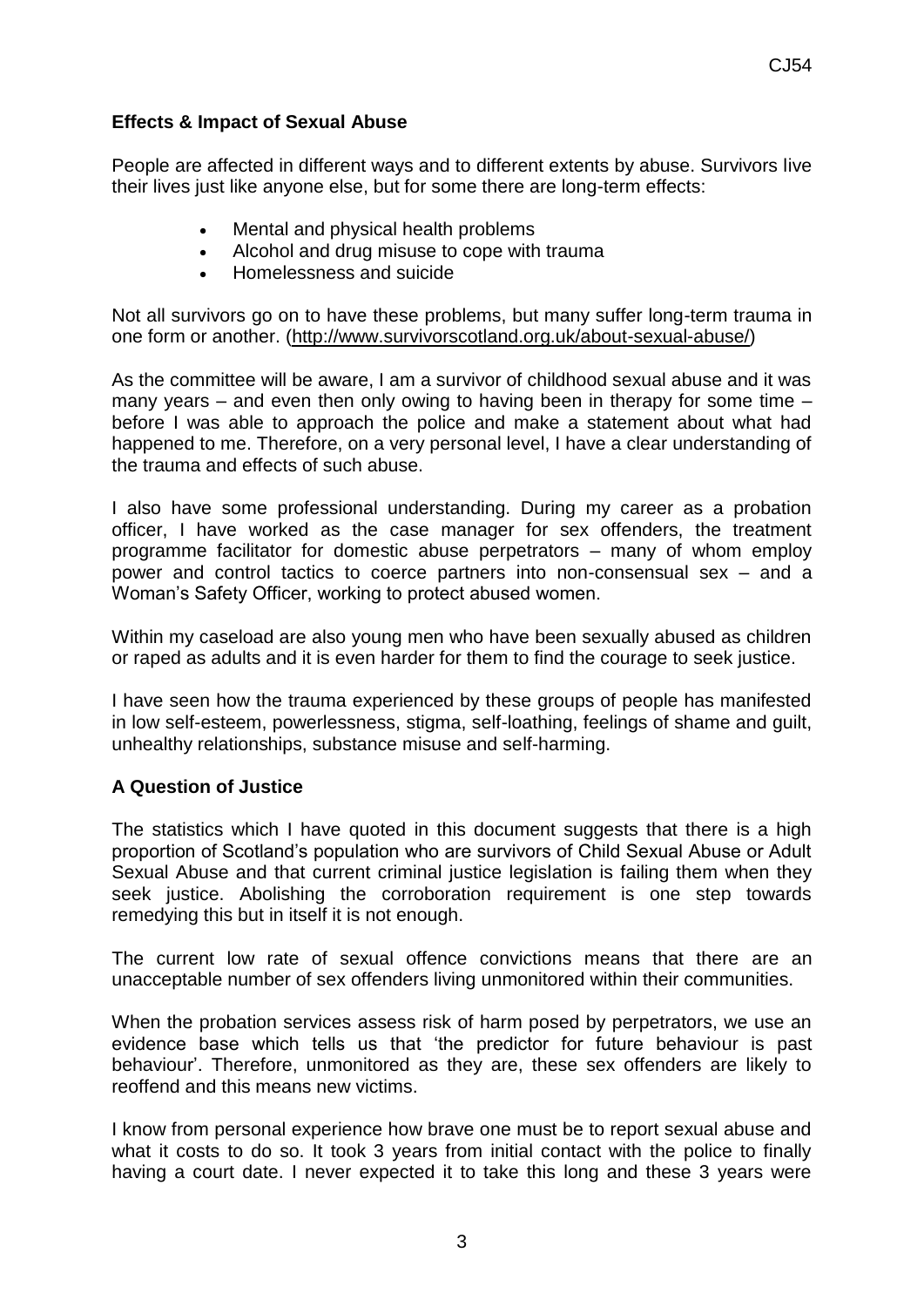**Effects & Impact of Sexual Abuse**

People are affected in different ways and to different extents by abuse. Survivors live their lives just like anyone else, but for some there are long-term effects:

- Mental and physical health problems
- Alcohol and drug misuse to cope with trauma
- Homelessness and suicide

Not all survivors go on to have these problems, but many suffer long-term trauma in one form or another. (http://www.survivorscotland.org.uk/about-sexual-abuse/)

As the committee will be aware, I am a survivor of childhood sexual abuse and it was many years – and even then only owing to having been in therapy for some time – before I was able to approach the police and make a statement about what had happened to me. Therefore, on a very personal level, I have a clear understanding of the trauma and effects of such abuse.

I also have some professional understanding. During my career as a probation officer, I have worked as the case manager for sex offenders, the treatment programme facilitator for domestic abuse perpetrators – many of whom employ power and control tactics to coerce partners into non-consensual sex – and a Woman's Safety Officer, working to protect abused women.

Within my caseload are also young men who have been sexually abused as children or raped as adults and it is even harder for them to find the courage to seek justice.

I have seen how the trauma experienced by these groups of people has manifested in low self-esteem, powerlessness, stigma, self-loathing, feelings of shame and guilt, unhealthy relationships, substance misuse and self-harming.

**A Question of Justice**

The statistics which I have quoted in this document suggests that there is a high proportion of Scotland's population who are survivors of Child Sexual Abuse or Adult Sexual Abuse and that current criminal justice legislation is failing them when they seek justice. Abolishing the corroboration requirement is one step towards remedying this but in itself it is not enough.

The current low rate of sexual offence convictions means that there are an unacceptable number of sex offenders living unmonitored within their communities.

When the probation services assess risk of harm posed by perpetrators, we use an evidence base which tells us that 'the predictor for future behaviour is past behaviour'. Therefore, unmonitored as they are, these sex offenders are likely to reoffend and this means new victims.

I know from personal experience how brave one must be to report sexual abuse and what it costs to do so. It took 3 years from initial contact with the police to finally having a court date. I never expected it to take this long and these 3 years were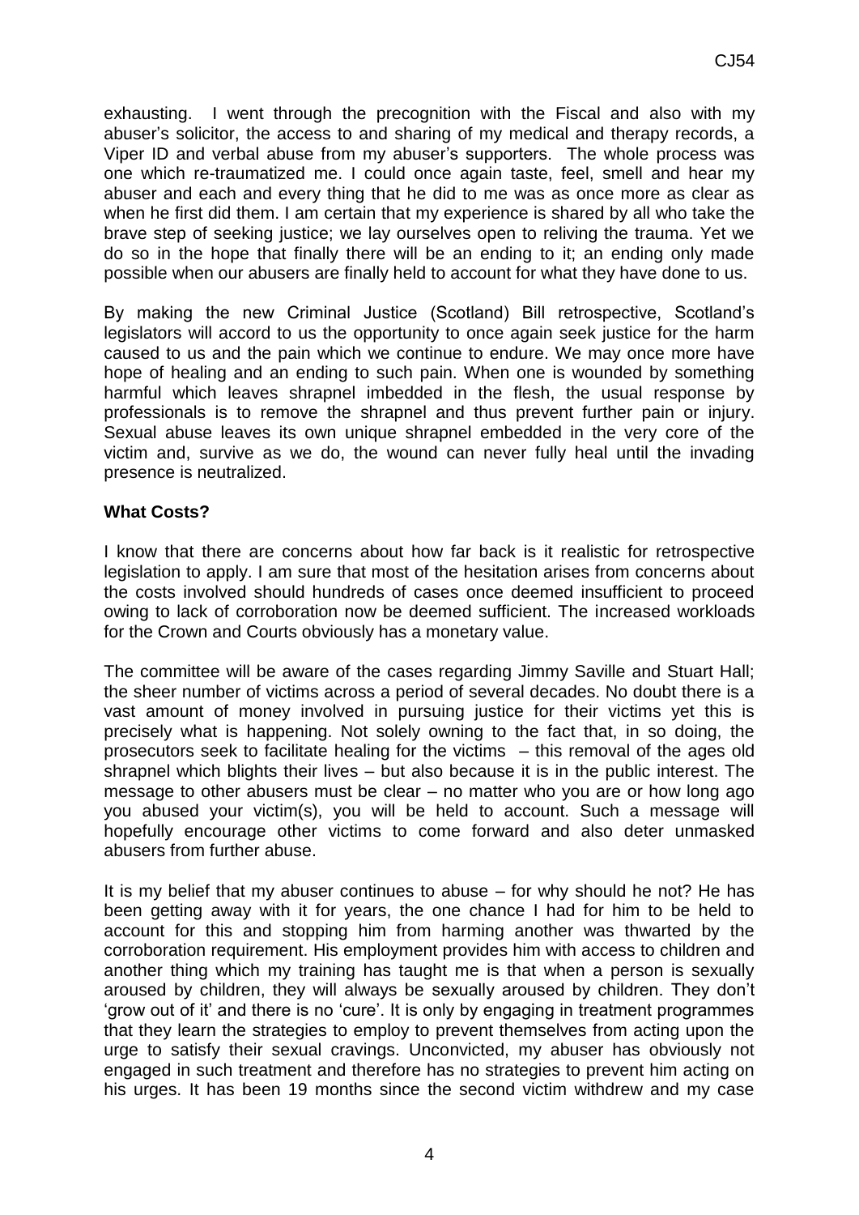exhausting. I went through the precognition with the Fiscal and also with my abuser's solicitor, the access to and sharing of my medical and therapy records, a Viper ID and verbal abuse from my abuser's supporters. The whole process was one which re-traumatized me. I could once again taste, feel, smell and hear my abuser and each and every thing that he did to me was as once more as clear as when he first did them. I am certain that my experience is shared by all who take the brave step of seeking justice; we lay ourselves open to reliving the trauma. Yet we do so in the hope that finally there will be an ending to it; an ending only made possible when our abusers are finally held to account for what they have done to us.

By making the new Criminal Justice (Scotland) Bill retrospective, Scotland's legislators will accord to us the opportunity to once again seek justice for the harm caused to us and the pain which we continue to endure. We may once more have hope of healing and an ending to such pain. When one is wounded by something harmful which leaves shrapnel imbedded in the flesh, the usual response by professionals is to remove the shrapnel and thus prevent further pain or injury. Sexual abuse leaves its own unique shrapnel embedded in the very core of the victim and, survive as we do, the wound can never fully heal until the invading presence is neutralized.

**What Costs?**

I know that there are concerns about how far back is it realistic for retrospective legislation to apply. I am sure that most of the hesitation arises from concerns about the costs involved should hundreds of cases once deemed insufficient to proceed owing to lack of corroboration now be deemed sufficient. The increased workloads for the Crown and Courts obviously has a monetary value.

The committee will be aware of the cases regarding Jimmy Saville and Stuart Hall; the sheer number of victims across a period of several decades. No doubt there is a vast amount of money involved in pursuing justice for their victims yet this is precisely what is happening. Not solely owning to the fact that, in so doing, the prosecutors seek to facilitate healing for the victims – this removal of the ages old shrapnel which blights their lives – but also because it is in the public interest. The message to other abusers must be clear – no matter who you are or how long ago you abused your victim(s), you will be held to account. Such a message will hopefully encourage other victims to come forward and also deter unmasked abusers from further abuse.

It is my belief that my abuser continues to abuse – for why should he not? He has been getting away with it for years, the one chance I had for him to be held to account for this and stopping him from harming another was thwarted by the corroboration requirement. His employment provides him with access to children and another thing which my training has taught me is that when a person is sexually aroused by children, they will always be sexually aroused by children. They don't 'grow out of it' and there is no 'cure'. It is only by engaging in treatment programmes that they learn the strategies to employ to prevent themselves from acting upon the urge to satisfy their sexual cravings. Unconvicted, my abuser has obviously not engaged in such treatment and therefore has no strategies to prevent him acting on his urges. It has been 19 months since the second victim withdrew and my case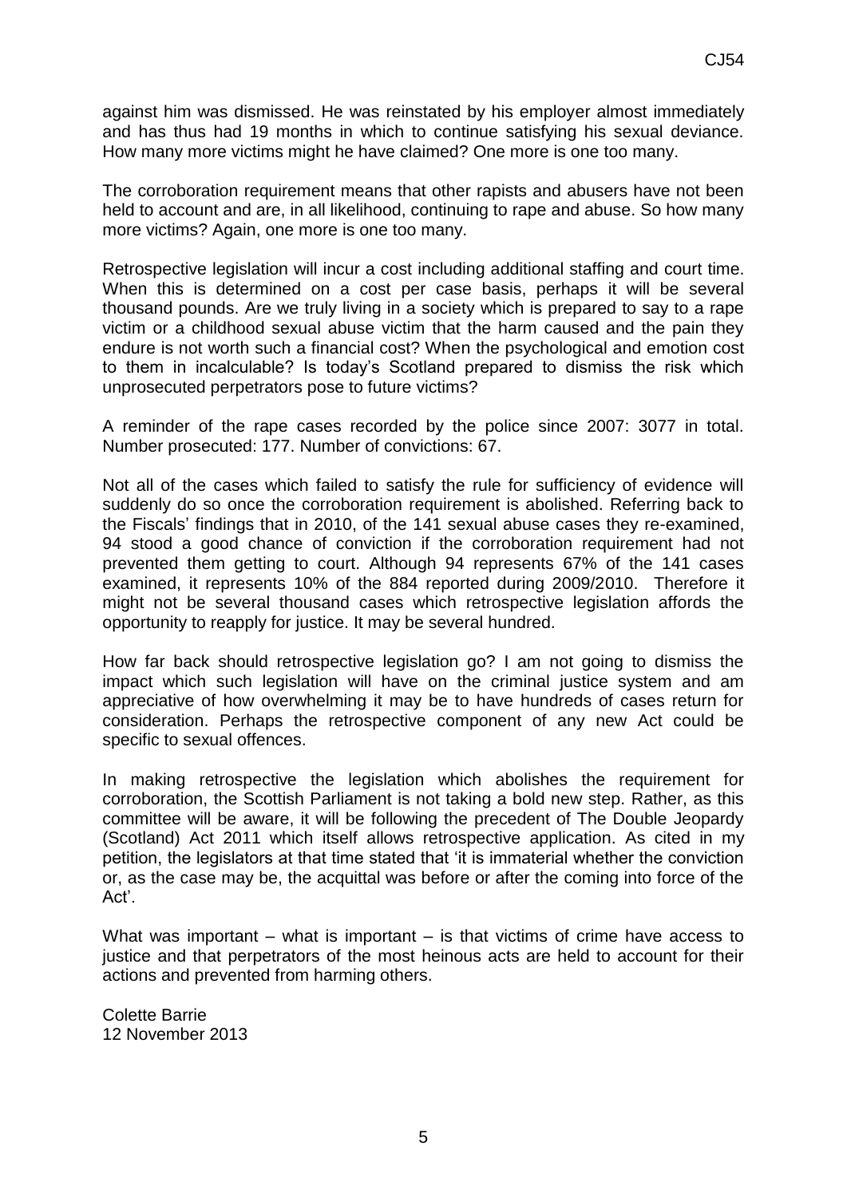against him was dismissed. He was reinstated by his employer almost immediately and has thus had 19 months in which to continue satisfying his sexual deviance. How many more victims might he have claimed? One more is one too many.

The corroboration requirement means that other rapists and abusers have not been held to account and are, in all likelihood, continuing to rape and abuse. So how many more victims? Again, one more is one too many.

Retrospective legislation will incur a cost including additional staffing and court time. When this is determined on a cost per case basis, perhaps it will be several thousand pounds. Are we truly living in a society which is prepared to say to a rape victim or a childhood sexual abuse victim that the harm caused and the pain they endure is not worth such a financial cost? When the psychological and emotion cost to them in incalculable? Is today's Scotland prepared to dismiss the risk which unprosecuted perpetrators pose to future victims?

A reminder of the rape cases recorded by the police since 2007: 3077 in total. Number prosecuted: 177. Number of convictions: 67.

Not all of the cases which failed to satisfy the rule for sufficiency of evidence will suddenly do so once the corroboration requirement is abolished. Referring back to the Fiscals' findings that in 2010, of the 141 sexual abuse cases they re-examined, 94 stood a good chance of conviction if the corroboration requirement had not prevented them getting to court. Although 94 represents 67% of the 141 cases examined, it represents 10% of the 884 reported during 2009/2010. Therefore it might not be several thousand cases which retrospective legislation affords the opportunity to reapply for justice. It may be several hundred.

How far back should retrospective legislation go? I am not going to dismiss the impact which such legislation will have on the criminal justice system and am appreciative of how overwhelming it may be to have hundreds of cases return for consideration. Perhaps the retrospective component of any new Act could be specific to sexual offences.

In making retrospective the legislation which abolishes the requirement for corroboration, the Scottish Parliament is not taking a bold new step. Rather, as this committee will be aware, it will be following the precedent of The Double Jeopardy (Scotland) Act 2011 which itself allows retrospective application. As cited in my petition, the legislators at that time stated that 'it is immaterial whether the conviction or, as the case may be, the acquittal was before or after the coming into force of the Act'.

What was important – what is important – is that victims of crime have access to justice and that perpetrators of the most heinous acts are held to account for their actions and prevented from harming others.

Colette Barrie
12 November 2013